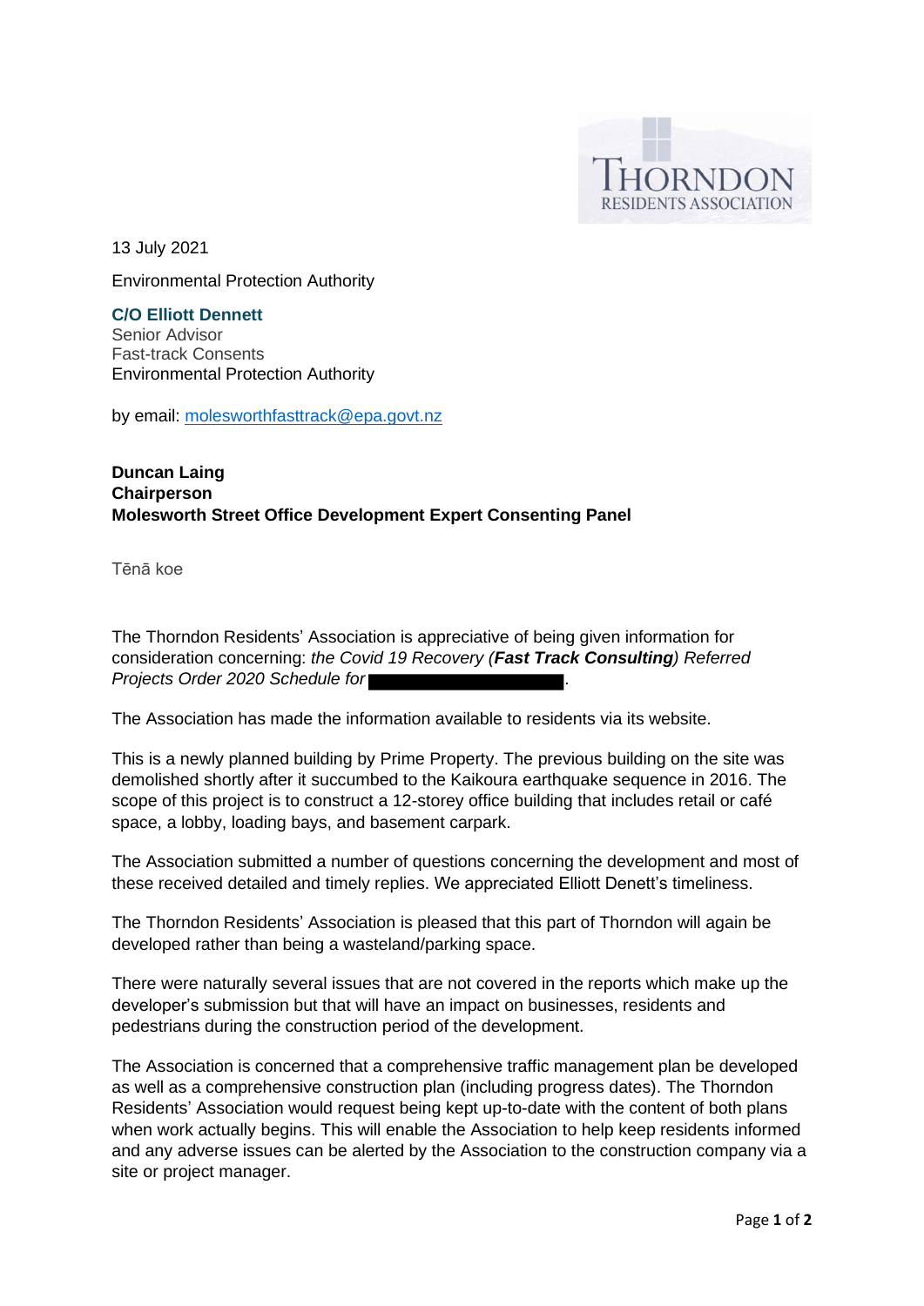THORNDON
RESIDENTS ASSOCIATION

13 July 2021

Environmental Protection Authority

**C/O Elliott Dennett**
Senior Advisor
Fast-track Consents
Environmental Protection Authority

by email: molesworthfasttrack@epa.govt.nz

**Duncan Laing**
**Chairperson**
**Molesworth Street Office Development Expert Consenting Panel**

Tēnā koe

The Thorndon Residents' Association is appreciative of being given information for consideration concerning: *the Covid 19 Recovery (**Fast Track Consulting**) Referred Projects Order 2020 Schedule for* ██████████.

The Association has made the information available to residents via its website.

This is a newly planned building by Prime Property. The previous building on the site was demolished shortly after it succumbed to the Kaikoura earthquake sequence in 2016. The scope of this project is to construct a 12-storey office building that includes retail or café space, a lobby, loading bays, and basement carpark.

The Association submitted a number of questions concerning the development and most of these received detailed and timely replies. We appreciated Elliott Denett's timeliness.

The Thorndon Residents' Association is pleased that this part of Thorndon will again be developed rather than being a wasteland/parking space.

There were naturally several issues that are not covered in the reports which make up the developer's submission but that will have an impact on businesses, residents and pedestrians during the construction period of the development.

The Association is concerned that a comprehensive traffic management plan be developed as well as a comprehensive construction plan (including progress dates). The Thorndon Residents' Association would request being kept up-to-date with the content of both plans when work actually begins. This will enable the Association to help keep residents informed and any adverse issues can be alerted by the Association to the construction company via a site or project manager.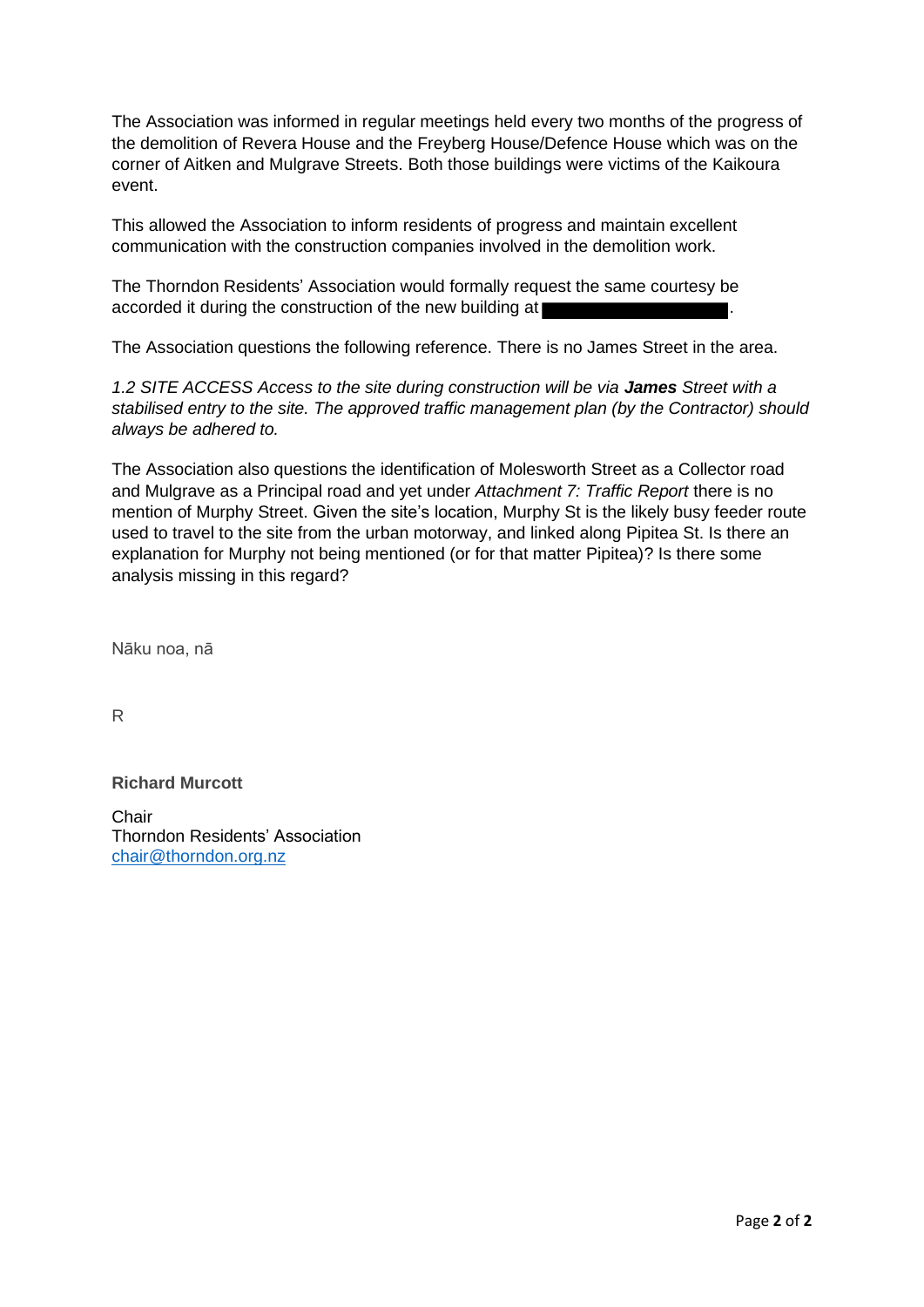The Association was informed in regular meetings held every two months of the progress of the demolition of Revera House and the Freyberg House/Defence House which was on the corner of Aitken and Mulgrave Streets. Both those buildings were victims of the Kaikoura event.

This allowed the Association to inform residents of progress and maintain excellent communication with the construction companies involved in the demolition work.

The Thorndon Residents' Association would formally request the same courtesy be accorded it during the construction of the new building at ██████████████.

The Association questions the following reference. There is no James Street in the area.

*1.2 SITE ACCESS Access to the site during construction will be via **James** Street with a stabilised entry to the site. The approved traffic management plan (by the Contractor) should always be adhered to.*

The Association also questions the identification of Molesworth Street as a Collector road and Mulgrave as a Principal road and yet under *Attachment 7: Traffic Report* there is no mention of Murphy Street. Given the site's location, Murphy St is the likely busy feeder route used to travel to the site from the urban motorway, and linked along Pipitea St. Is there an explanation for Murphy not being mentioned (or for that matter Pipitea)? Is there some analysis missing in this regard?

Nāku noa, nā

R

**Richard Murcott**

Chair
Thorndon Residents' Association
chair@thorndon.org.nz